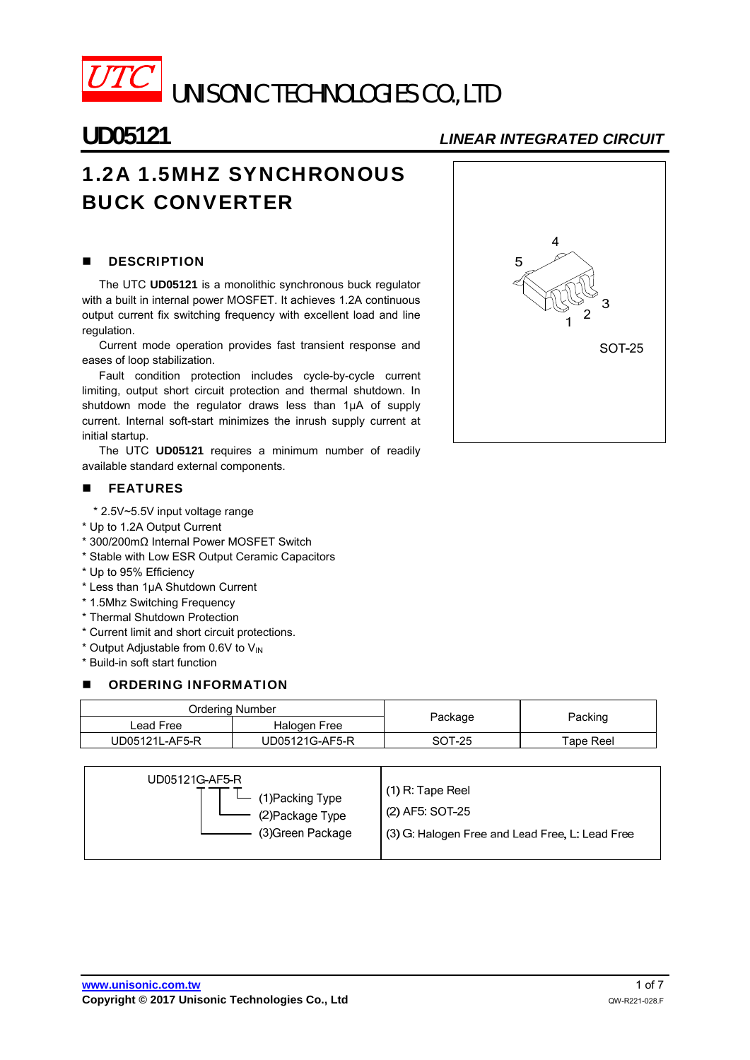# UTC UNISONIC TECHNOLOGIES CO., LTD

**UD05121** *LINEAR INTEGRATED CIRCUIT*

## 1.2A 1.5MHZ SYNCHRONOUS BUCK CONVERTER

SOT-25

### DESCRIPTION

The UTC **UD05121** is a monolithic synchronous buck regulator with a built in internal power MOSFET. It achieves 1.2A continuous output current fix switching frequency with excellent load and line regulation.

Current mode operation provides fast transient response and eases of loop stabilization.

Fault condition protection includes cycle-by-cycle current limiting, output short circuit protection and thermal shutdown. In shutdown mode the regulator draws less than 1μA of supply current. Internal soft-start minimizes the inrush supply current at initial startup.

The UTC **UD05121** requires a minimum number of readily available standard external components.

### FEATURES

* 2.5V~5.5V input voltage range
* Up to 1.2A Output Current
* 300/200mΩ Internal Power MOSFET Switch
* Stable with Low ESR Output Ceramic Capacitors
* Up to 95% Efficiency
* Less than 1μA Shutdown Current
* 1.5Mhz Switching Frequency
* Thermal Shutdown Protection
* Current limit and short circuit protections.
* Output Adjustable from 0.6V to $V_{IN}$
* Build-in soft start function

### ORDERING INFORMATION

| Ordering Number | | Package | Packing |
|---|---|---|---|
| Lead Free | Halogen Free | | |
| UD05121L-AF5-R | UD05121G-AF5-R | SOT-25 | Tape Reel |

| UD05121G-AF5-R | |
|---|---|
| (1)Packing Type | (1) R: Tape Reel |
| (2)Package Type | (2) AF5: SOT-25 |
| (3)Green Package | (3) G: Halogen Free and Lead Free, L: Lead Free |

www.unisonic.com.tw

Copyright © 2017 Unisonic Technologies Co., Ltd

QW-R221-028.F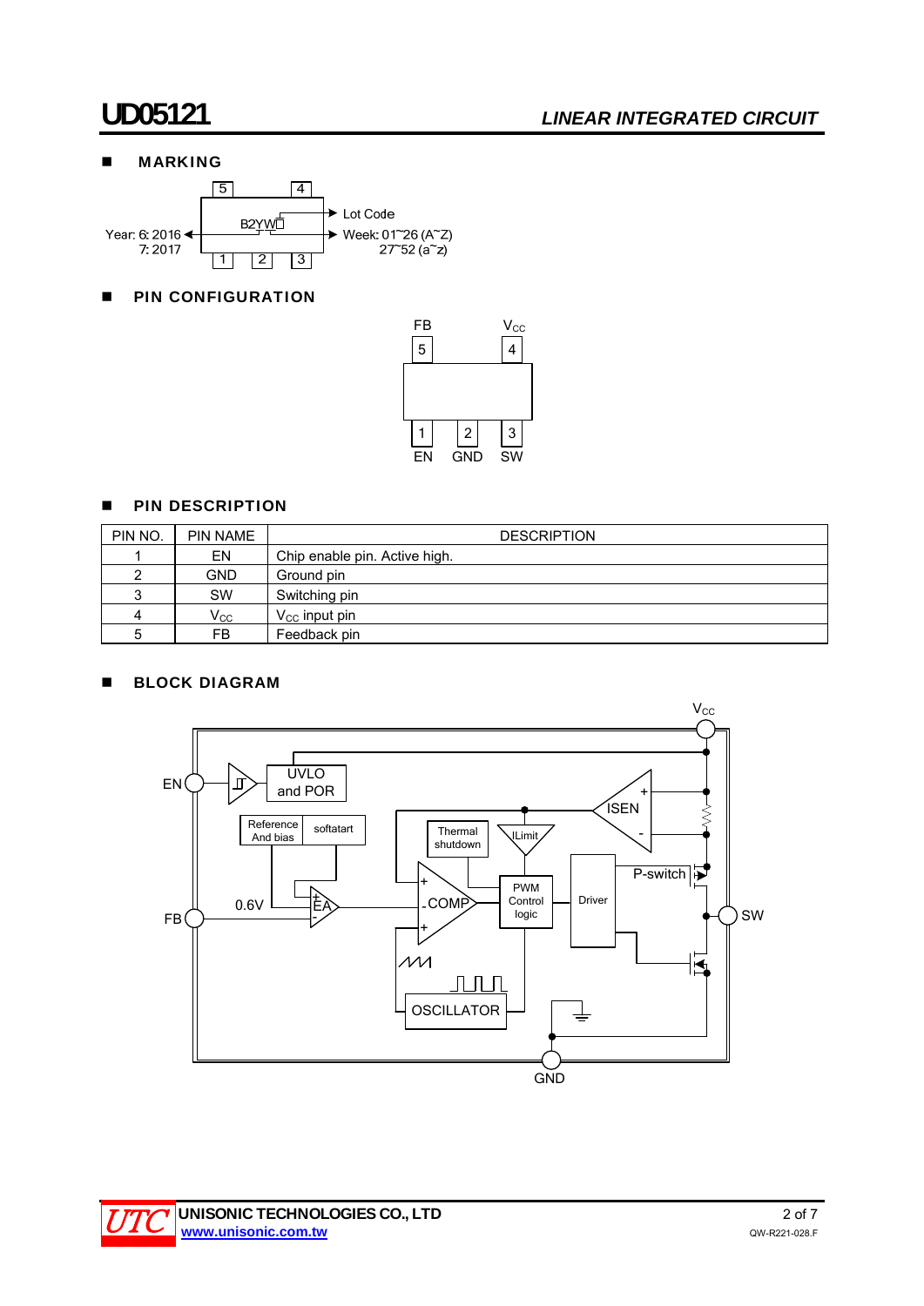## MARKING

B2YW□

Lot Code

Year: 6: 2016
7: 2017

Week: 01~26 (A~Z)
27~52 (a~z)

## PIN CONFIGURATION

FB 5, $V_{CC}$ 4, EN 1, GND 2, SW 3

## PIN DESCRIPTION

| PIN NO. | PIN NAME | DESCRIPTION |
|---|---|---|
| 1 | EN | Chip enable pin. Active high. |
| 2 | GND | Ground pin |
| 3 | SW | Switching pin |
| 4 | $V_{CC}$ | $V_{CC}$ input pin |
| 5 | FB | Feedback pin |

## BLOCK DIAGRAM

$V_{CC}$, EN, UVLO and POR, Reference And bias, softatart, Thermal shutdown, ILimit, ISEN, P-switch, FB, 0.6V, EA, COMP, PWM Control logic, Driver, SW, OSCILLATOR, GND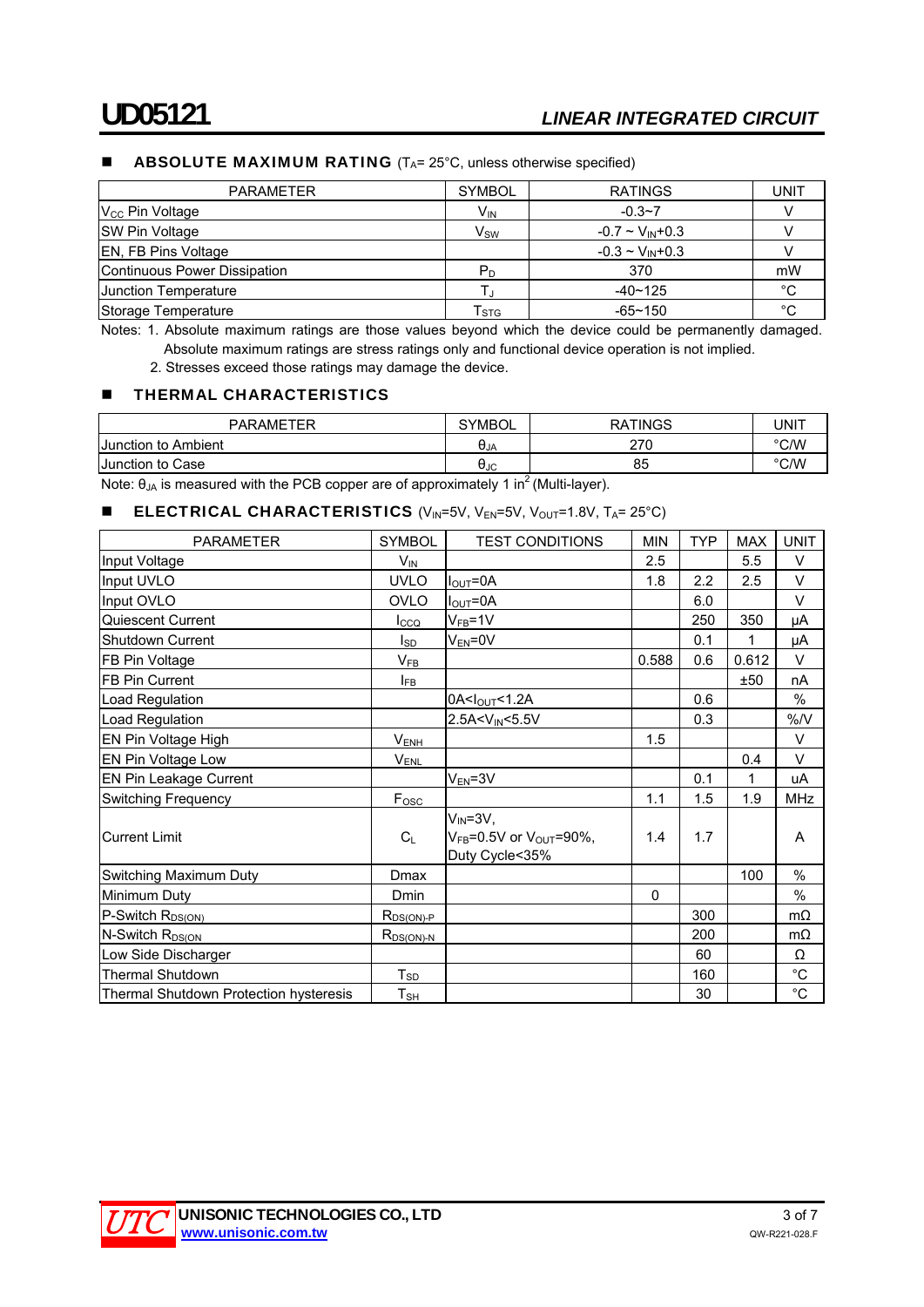## ABSOLUTE MAXIMUM RATING ($T_A$= 25°C, unless otherwise specified)

| PARAMETER | SYMBOL | RATINGS | UNIT |
|---|---|---|---|
| $V_{CC}$ Pin Voltage | $V_{IN}$ | -0.3~7 | V |
| SW Pin Voltage | $V_{SW}$ | -0.7 ~ $V_{IN}$+0.3 | V |
| EN, FB Pins Voltage | | -0.3 ~ $V_{IN}$+0.3 | V |
| Continuous Power Dissipation | $P_D$ | 370 | mW |
| Junction Temperature | $T_J$ | -40~125 | °C |
| Storage Temperature | $T_{STG}$ | -65~150 | °C |

Notes: 1. Absolute maximum ratings are those values beyond which the device could be permanently damaged. Absolute maximum ratings are stress ratings only and functional device operation is not implied.

2. Stresses exceed those ratings may damage the device.

## THERMAL CHARACTERISTICS

| PARAMETER | SYMBOL | RATINGS | UNIT |
|---|---|---|---|
| Junction to Ambient | $\theta_{JA}$ | 270 | °C/W |
| Junction to Case | $\theta_{JC}$ | 85 | °C/W |

Note: $\theta_{JA}$ is measured with the PCB copper are of approximately 1 $in^2$ (Multi-layer).

## ELECTRICAL CHARACTERISTICS ($V_{IN}$=5V, $V_{EN}$=5V, $V_{OUT}$=1.8V, $T_A$= 25°C)

| PARAMETER | SYMBOL | TEST CONDITIONS | MIN | TYP | MAX | UNIT |
|---|---|---|---|---|---|---|
| Input Voltage | $V_{IN}$ | | 2.5 | | 5.5 | V |
| Input UVLO | UVLO | $I_{OUT}$=0A | 1.8 | 2.2 | 2.5 | V |
| Input OVLO | OVLO | $I_{OUT}$=0A | | 6.0 | | V |
| Quiescent Current | $I_{CCQ}$ | $V_{FB}$=1V | | 250 | 350 | μA |
| Shutdown Current | $I_{SD}$ | $V_{EN}$=0V | | 0.1 | 1 | μA |
| FB Pin Voltage | $V_{FB}$ | | 0.588 | 0.6 | 0.612 | V |
| FB Pin Current | $I_{FB}$ | | | | ±50 | nA |
| Load Regulation | | 0A<$I_{OUT}$<1.2A | | 0.6 | | % |
| Load Regulation | | 2.5A<$V_{IN}$<5.5V | | 0.3 | | %/V |
| EN Pin Voltage High | $V_{ENH}$ | | 1.5 | | | V |
| EN Pin Voltage Low | $V_{ENL}$ | | | | 0.4 | V |
| EN Pin Leakage Current | | $V_{EN}$=3V | | 0.1 | 1 | uA |
| Switching Frequency | $F_{OSC}$ | | 1.1 | 1.5 | 1.9 | MHz |
| Current Limit | $C_L$ | $V_{IN}$=3V, $V_{FB}$=0.5V or $V_{OUT}$=90%, Duty Cycle<35% | 1.4 | 1.7 | | A |
| Switching Maximum Duty | Dmax | | | | 100 | % |
| Minimum Duty | Dmin | | 0 | | | % |
| P-Switch $R_{DS(ON)}$ | $R_{DS(ON)-P}$ | | | 300 | | mΩ |
| N-Switch $R_{DS(ON}$ | $R_{DS(ON)-N}$ | | | 200 | | mΩ |
| Low Side Discharger | | | | 60 | | Ω |
| Thermal Shutdown | $T_{SD}$ | | | 160 | | °C |
| Thermal Shutdown Protection hysteresis | $T_{SH}$ | | | 30 | | °C |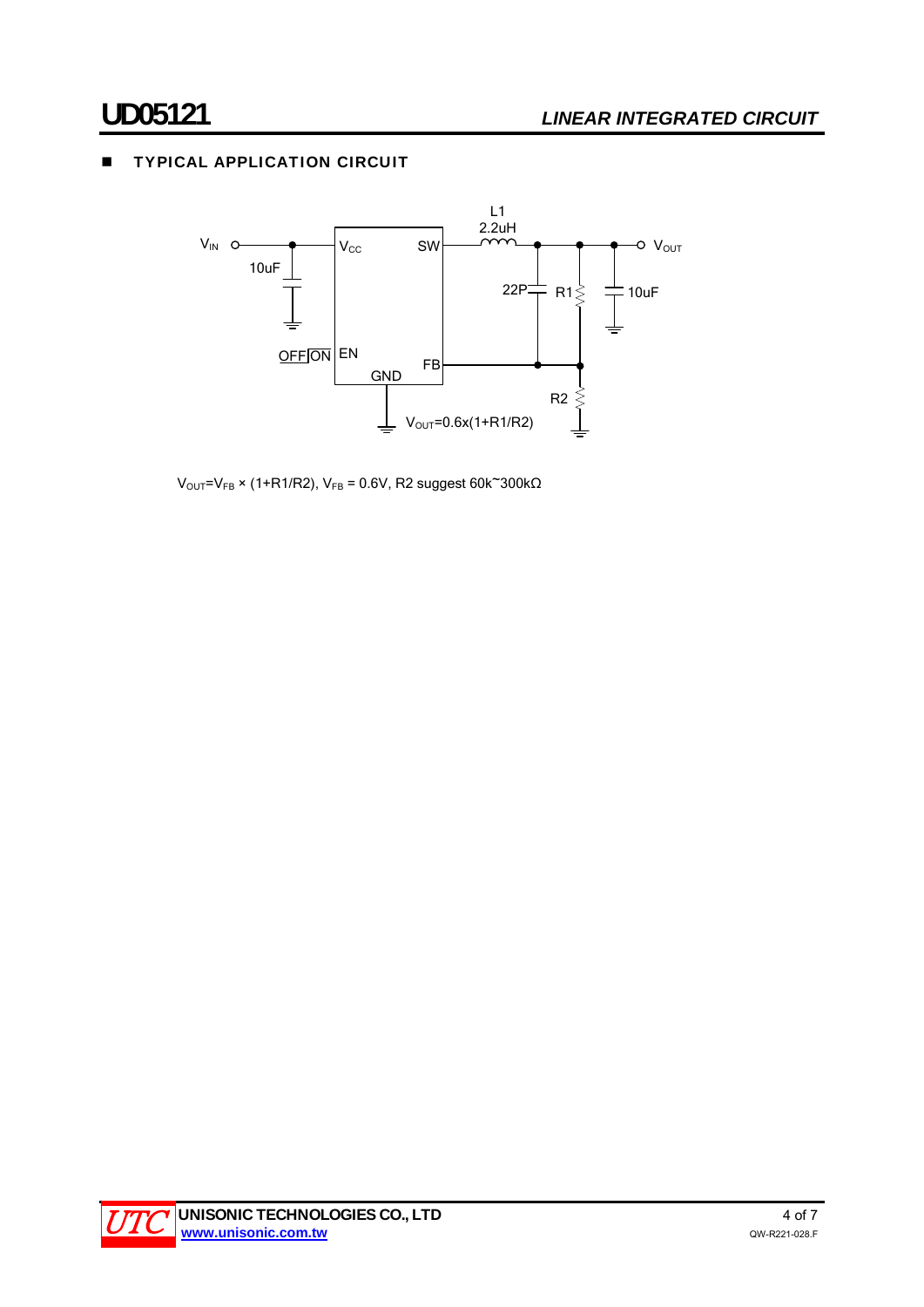## TYPICAL APPLICATION CIRCUIT

$V_{OUT}=V_{FB}$ × (1+R1/R2), $V_{FB}$ = 0.6V, R2 suggest 60k~300kΩ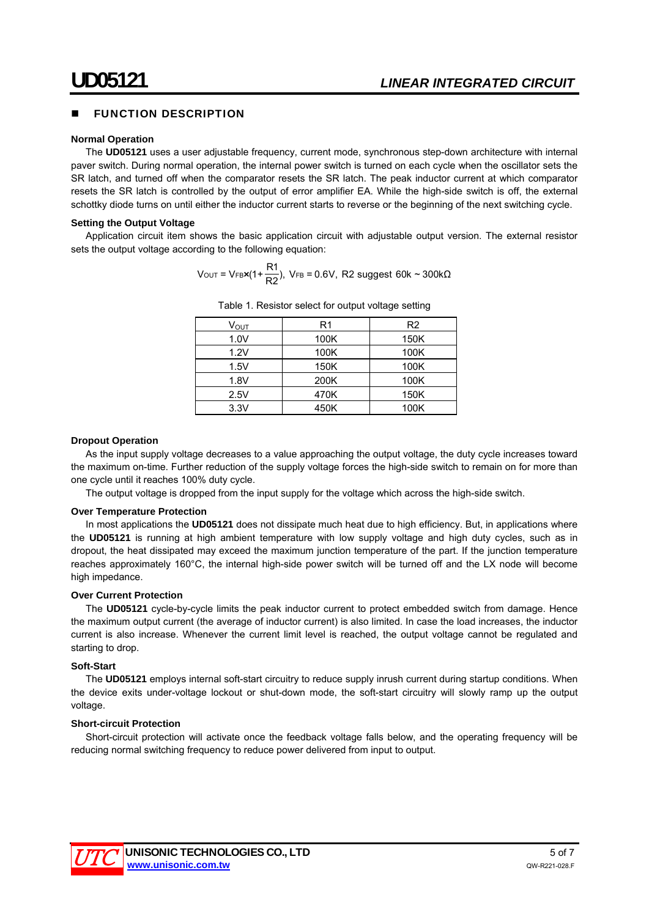## FUNCTION DESCRIPTION

### Normal Operation

The **UD05121** uses a user adjustable frequency, current mode, synchronous step-down architecture with internal paver switch. During normal operation, the internal power switch is turned on each cycle when the oscillator sets the SR latch, and turned off when the comparator resets the SR latch. The peak inductor current at which comparator resets the SR latch is controlled by the output of error amplifier EA. While the high-side switch is off, the external schottky diode turns on until either the inductor current starts to reverse or the beginning of the next switching cycle.

### Setting the Output Voltage

Application circuit item shows the basic application circuit with adjustable output version. The external resistor sets the output voltage according to the following equation:

$$V_{OUT} = V_{FB} \times (1 + \frac{R1}{R2}),\ V_{FB} = 0.6V,\ \text{R2 suggest } 60k \sim 300k\Omega$$

Table 1. Resistor select for output voltage setting

| $V_{OUT}$ | R1 | R2 |
|---|---|---|
| 1.0V | 100K | 150K |
| 1.2V | 100K | 100K |
| 1.5V | 150K | 100K |
| 1.8V | 200K | 100K |
| 2.5V | 470K | 150K |
| 3.3V | 450K | 100K |

### Dropout Operation

As the input supply voltage decreases to a value approaching the output voltage, the duty cycle increases toward the maximum on-time. Further reduction of the supply voltage forces the high-side switch to remain on for more than one cycle until it reaches 100% duty cycle.

The output voltage is dropped from the input supply for the voltage which across the high-side switch.

### Over Temperature Protection

In most applications the **UD05121** does not dissipate much heat due to high efficiency. But, in applications where the **UD05121** is running at high ambient temperature with low supply voltage and high duty cycles, such as in dropout, the heat dissipated may exceed the maximum junction temperature of the part. If the junction temperature reaches approximately 160°C, the internal high-side power switch will be turned off and the LX node will become high impedance.

### Over Current Protection

The **UD05121** cycle-by-cycle limits the peak inductor current to protect embedded switch from damage. Hence the maximum output current (the average of inductor current) is also limited. In case the load increases, the inductor current is also increase. Whenever the current limit level is reached, the output voltage cannot be regulated and starting to drop.

### Soft-Start

The **UD05121** employs internal soft-start circuitry to reduce supply inrush current during startup conditions. When the device exits under-voltage lockout or shut-down mode, the soft-start circuitry will slowly ramp up the output voltage.

### Short-circuit Protection

Short-circuit protection will activate once the feedback voltage falls below, and the operating frequency will be reducing normal switching frequency to reduce power delivered from input to output.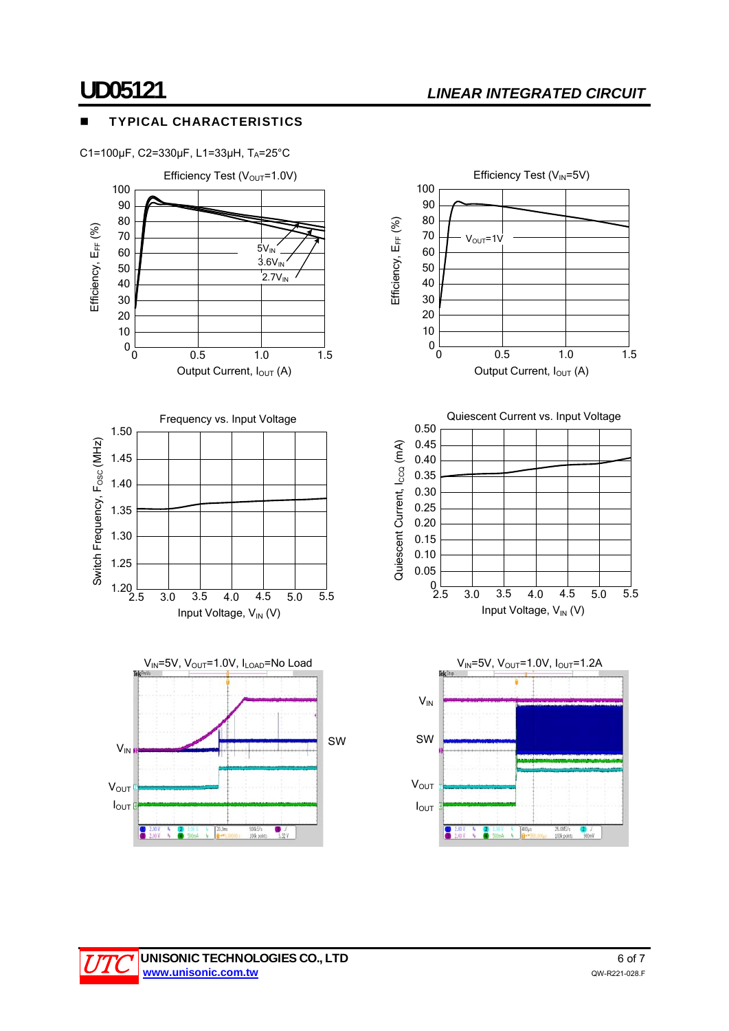## TYPICAL CHARACTERISTICS

C1=100μF, C2=330μF, L1=33μH, $T_A$=25°C

Efficiency Test ($V_{OUT}$=1.0V)

Efficiency Test ($V_{IN}$=5V)

Frequency vs. Input Voltage

Quiescent Current vs. Input Voltage

$V_{IN}$=5V, $V_{OUT}$=1.0V, $I_{LOAD}$=No Load

$V_{IN}$=5V, $V_{OUT}$=1.0V, $I_{OUT}$=1.2A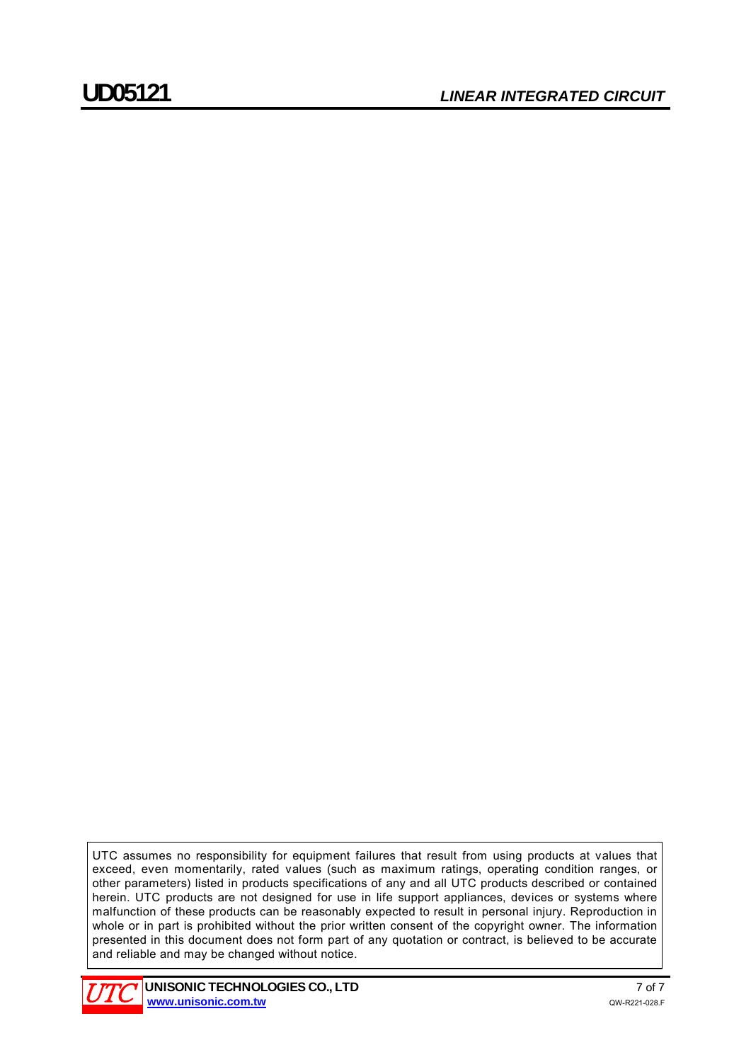UTC assumes no responsibility for equipment failures that result from using products at values that exceed, even momentarily, rated values (such as maximum ratings, operating condition ranges, or other parameters) listed in products specifications of any and all UTC products described or contained herein. UTC products are not designed for use in life support appliances, devices or systems where malfunction of these products can be reasonably expected to result in personal injury. Reproduction in whole or in part is prohibited without the prior written consent of the copyright owner. The information presented in this document does not form part of any quotation or contract, is believed to be accurate and reliable and may be changed without notice.